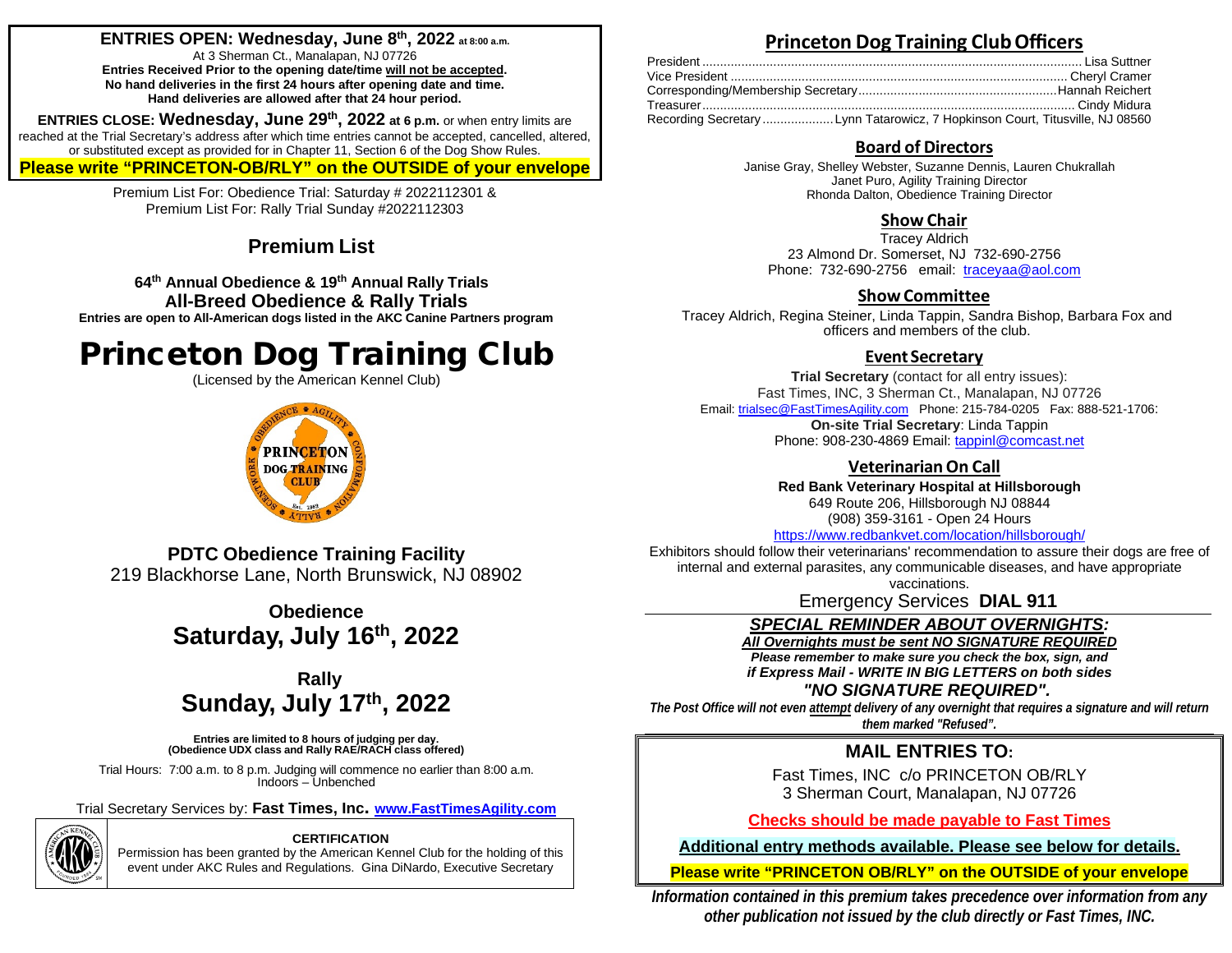**ENTRIES OPEN: Wednesday, June 8th, 2022 at 8:00 a.m.**
At 3 Sherman Ct., Manalapan, NJ 07726
**Entries Received Prior to the opening date/time will not be accepted.**
**No hand deliveries in the first 24 hours after opening date and time.**
**Hand deliveries are allowed after that 24 hour period.**

**ENTRIES CLOSE: Wednesday, June 29th, 2022 at 6 p.m.** or when entry limits are reached at the Trial Secretary's address after which time entries cannot be accepted, cancelled, altered, or substituted except as provided for in Chapter 11, Section 6 of the Dog Show Rules.

**Please write "PRINCETON-OB/RLY" on the OUTSIDE of your envelope**

Premium List For: Obedience Trial: Saturday # 2022112301 &
Premium List For: Rally Trial Sunday #2022112303

## Premium List

**64th Annual Obedience & 19th Annual Rally Trials**
**All-Breed Obedience & Rally Trials**
**Entries are open to All-American dogs listed in the AKC Canine Partners program**

# Princeton Dog Training Club

(Licensed by the American Kennel Club)

**PDTC Obedience Training Facility**
219 Blackhorse Lane, North Brunswick, NJ 08902

**Obedience**
**Saturday, July 16th, 2022**

**Rally**
**Sunday, July 17th, 2022**

**Entries are limited to 8 hours of judging per day.**
**(Obedience UDX class and Rally RAE/RACH class offered)**

Trial Hours: 7:00 a.m. to 8 p.m. Judging will commence no earlier than 8:00 a.m.
Indoors – Unbenched

Trial Secretary Services by: **Fast Times, Inc. www.FastTimesAgility.com**

**CERTIFICATION**
Permission has been granted by the American Kennel Club for the holding of this event under AKC Rules and Regulations. Gina DiNardo, Executive Secretary

## Princeton Dog Training Club Officers

President .......... Lisa Suttner
Vice President .......... Cheryl Cramer
Corresponding/Membership Secretary .......... Hannah Reichert
Treasurer .......... Cindy Midura
Recording Secretary .......... Lynn Tatarowicz, 7 Hopkinson Court, Titusville, NJ 08560

### Board of Directors

Janise Gray, Shelley Webster, Suzanne Dennis, Lauren Chukrallah
Janet Puro, Agility Training Director
Rhonda Dalton, Obedience Training Director

### Show Chair

Tracey Aldrich
23 Almond Dr. Somerset, NJ 732-690-2756
Phone: 732-690-2756 email: traceyaa@aol.com

### Show Committee

Tracey Aldrich, Regina Steiner, Linda Tappin, Sandra Bishop, Barbara Fox and officers and members of the club.

### Event Secretary

**Trial Secretary** (contact for all entry issues):
Fast Times, INC, 3 Sherman Ct., Manalapan, NJ 07726
Email: trialsec@FastTimesAgility.com Phone: 215-784-0205 Fax: 888-521-1706:
**On-site Trial Secretary**: Linda Tappin
Phone: 908-230-4869 Email: tappinl@comcast.net

### Veterinarian On Call

**Red Bank Veterinary Hospital at Hillsborough**
649 Route 206, Hillsborough NJ 08844
(908) 359-3161 - Open 24 Hours
https://www.redbankvet.com/location/hillsborough/

Exhibitors should follow their veterinarians' recommendation to assure their dogs are free of internal and external parasites, any communicable diseases, and have appropriate vaccinations.

Emergency Services **DIAL 911**

***SPECIAL REMINDER ABOUT OVERNIGHTS:***
***All Overnights must be sent NO SIGNATURE REQUIRED***
***Please remember to make sure you check the box, sign, and if Express Mail - WRITE IN BIG LETTERS on both sides "NO SIGNATURE REQUIRED".***
***The Post Office will not even attempt delivery of any overnight that requires a signature and will return them marked "Refused".***

## MAIL ENTRIES TO:

Fast Times, INC c/o PRINCETON OB/RLY
3 Sherman Court, Manalapan, NJ 07726

**Checks should be made payable to Fast Times**

**Additional entry methods available. Please see below for details.**

**Please write "PRINCETON OB/RLY" on the OUTSIDE of your envelope**

***Information contained in this premium takes precedence over information from any other publication not issued by the club directly or Fast Times, INC.***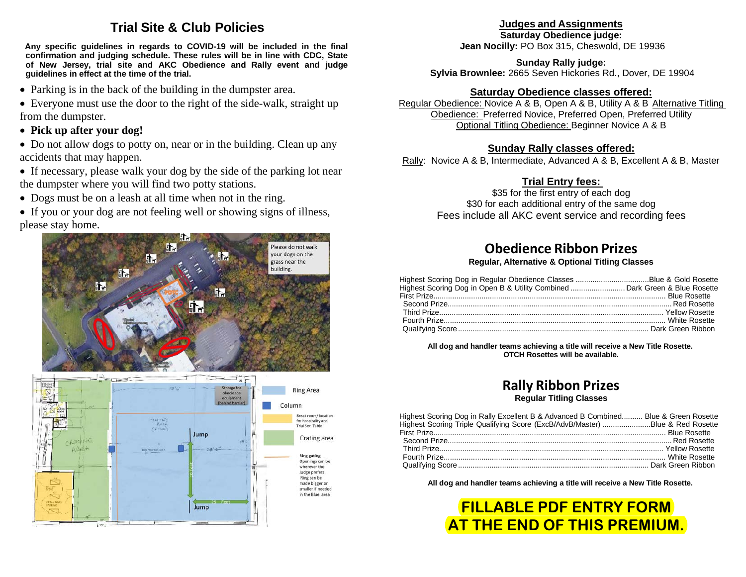## Trial Site & Club Policies

**Any specific guidelines in regards to COVID-19 will be included in the final confirmation and judging schedule. These rules will be in line with CDC, State of New Jersey, trial site and AKC Obedience and Rally event and judge guidelines in effect at the time of the trial.**

- Parking is in the back of the building in the dumpster area.
- Everyone must use the door to the right of the side-walk, straight up from the dumpster.
- **Pick up after your dog!**
- Do not allow dogs to potty on, near or in the building. Clean up any accidents that may happen.
- If necessary, please walk your dog by the side of the parking lot near the dumpster where you will find two potty stations.
- Dogs must be on a leash at all time when not in the ring.
- If you or your dog are not feeling well or showing signs of illness, please stay home.

## Judges and Assignments

**Saturday Obedience judge:**
**Jean Nocilly:** PO Box 315, Cheswold, DE 19936

**Sunday Rally judge:**
**Sylvia Brownlee:** 2665 Seven Hickories Rd., Dover, DE 19904

### Saturday Obedience classes offered:

Regular Obedience: Novice A & B, Open A & B, Utility A & B Alternative Titling Obedience: Preferred Novice, Preferred Open, Preferred Utility
Optional Titling Obedience: Beginner Novice A & B

### Sunday Rally classes offered:

Rally: Novice A & B, Intermediate, Advanced A & B, Excellent A & B, Master

### Trial Entry fees:

$35 for the first entry of each dog
$30 for each additional entry of the same dog
Fees include all AKC event service and recording fees

## Obedience Ribbon Prizes

**Regular, Alternative & Optional Titling Classes**

| | |
|---|---|
| Highest Scoring Dog in Regular Obedience Classes | Blue & Gold Rosette |
| Highest Scoring Dog in Open B & Utility Combined | Dark Green & Blue Rosette |
| First Prize | Blue Rosette |
| Second Prize | Red Rosette |
| Third Prize | Yellow Rosette |
| Fourth Prize | White Rosette |
| Qualifying Score | Dark Green Ribbon |

**All dog and handler teams achieving a title will receive a New Title Rosette.**
**OTCH Rosettes will be available.**

## Rally Ribbon Prizes

**Regular Titling Classes**

| | |
|---|---|
| Highest Scoring Dog in Rally Excellent B & Advanced B Combined | Blue & Green Rosette |
| Highest Scoring Triple Qualifying Score (ExcB/AdvB/Master) | Blue & Red Rosette |
| First Prize | Blue Rosette |
| Second Prize | Red Rosette |
| Third Prize | Yellow Rosette |
| Fourth Prize | White Rosette |
| Qualifying Score | Dark Green Ribbon |

**All dog and handler teams achieving a title will receive a New Title Rosette.**

**FILLABLE PDF ENTRY FORM AT THE END OF THIS PREMIUM.**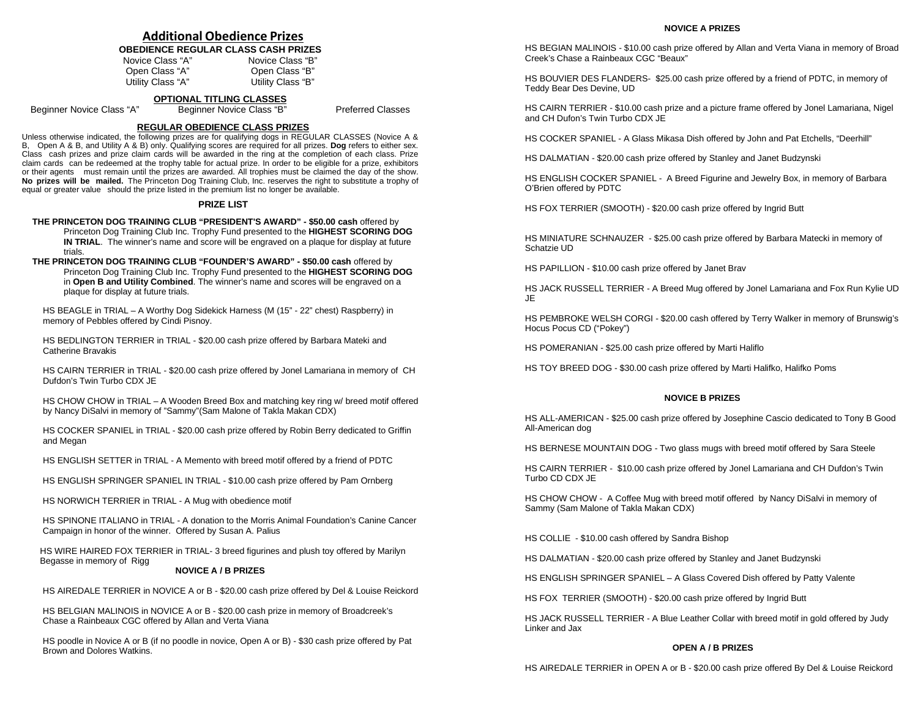## Additional Obedience Prizes

**OBEDIENCE REGULAR CLASS CASH PRIZES**

| | |
|---|---|
| Novice Class "A" | Novice Class "B" |
| Open Class "A" | Open Class "B" |
| Utility Class "A" | Utility Class "B" |

**OPTIONAL TITLING CLASSES**

Beginner Novice Class "A" Beginner Novice Class "B" Preferred Classes

**REGULAR OBEDIENCE CLASS PRIZES**

Unless otherwise indicated, the following prizes are for qualifying dogs in REGULAR CLASSES (Novice A & B, Open A & B, and Utility A & B) only. Qualifying scores are required for all prizes. **Dog** refers to either sex. Class cash prizes and prize claim cards will be awarded in the ring at the completion of each class. Prize claim cards can be redeemed at the trophy table for actual prize. In order to be eligible for a prize, exhibitors or their agents must remain until the prizes are awarded. All trophies must be claimed the day of the show. **No prizes will be mailed.** The Princeton Dog Training Club, Inc. reserves the right to substitute a trophy of equal or greater value should the prize listed in the premium list no longer be available.

**PRIZE LIST**

**THE PRINCETON DOG TRAINING CLUB "PRESIDENT'S AWARD" - $50.00 cash** offered by Princeton Dog Training Club Inc. Trophy Fund presented to the **HIGHEST SCORING DOG IN TRIAL**. The winner's name and score will be engraved on a plaque for display at future trials.

**THE PRINCETON DOG TRAINING CLUB "FOUNDER'S AWARD" - $50.00 cash** offered by Princeton Dog Training Club Inc. Trophy Fund presented to the **HIGHEST SCORING DOG** in **Open B and Utility Combined**. The winner's name and scores will be engraved on a plaque for display at future trials.

HS BEAGLE in TRIAL – A Worthy Dog Sidekick Harness (M (15" - 22" chest) Raspberry) in memory of Pebbles offered by Cindi Pisnoy.

HS BEDLINGTON TERRIER in TRIAL - $20.00 cash prize offered by Barbara Mateki and Catherine Bravakis

HS CAIRN TERRIER in TRIAL - $20.00 cash prize offered by Jonel Lamariana in memory of CH Dufdon's Twin Turbo CDX JE

HS CHOW CHOW in TRIAL – A Wooden Breed Box and matching key ring w/ breed motif offered by Nancy DiSalvi in memory of "Sammy"(Sam Malone of Takla Makan CDX)

HS COCKER SPANIEL in TRIAL - $20.00 cash prize offered by Robin Berry dedicated to Griffin and Megan

HS ENGLISH SETTER in TRIAL - A Memento with breed motif offered by a friend of PDTC

HS ENGLISH SPRINGER SPANIEL IN TRIAL - $10.00 cash prize offered by Pam Ornberg

HS NORWICH TERRIER in TRIAL - A Mug with obedience motif

HS SPINONE ITALIANO in TRIAL - A donation to the Morris Animal Foundation's Canine Cancer Campaign in honor of the winner. Offered by Susan A. Palius

HS WIRE HAIRED FOX TERRIER in TRIAL- 3 breed figurines and plush toy offered by Marilyn Begasse in memory of Rigg

**NOVICE A / B PRIZES**

HS AIREDALE TERRIER in NOVICE A or B - $20.00 cash prize offered by Del & Louise Reickord

HS BELGIAN MALINOIS in NOVICE A or B - $20.00 cash prize in memory of Broadcreek's Chase a Rainbeaux CGC offered by Allan and Verta Viana

HS poodle in Novice A or B (if no poodle in novice, Open A or B) - $30 cash prize offered by Pat Brown and Dolores Watkins.

**NOVICE A PRIZES**

HS BEGIAN MALINOIS - $10.00 cash prize offered by Allan and Verta Viana in memory of Broad Creek's Chase a Rainbeaux CGC "Beaux"

HS BOUVIER DES FLANDERS- $25.00 cash prize offered by a friend of PDTC, in memory of Teddy Bear Des Devine, UD

HS CAIRN TERRIER - $10.00 cash prize and a picture frame offered by Jonel Lamariana, Nigel and CH Dufon's Twin Turbo CDX JE

HS COCKER SPANIEL - A Glass Mikasa Dish offered by John and Pat Etchells, "Deerhill"

HS DALMATIAN - $20.00 cash prize offered by Stanley and Janet Budzynski

HS ENGLISH COCKER SPANIEL - A Breed Figurine and Jewelry Box, in memory of Barbara O'Brien offered by PDTC

HS FOX TERRIER (SMOOTH) - $20.00 cash prize offered by Ingrid Butt

HS MINIATURE SCHNAUZER - $25.00 cash prize offered by Barbara Matecki in memory of Schatzie UD

HS PAPILLION - $10.00 cash prize offered by Janet Brav

HS JACK RUSSELL TERRIER - A Breed Mug offered by Jonel Lamariana and Fox Run Kylie UD JE

HS PEMBROKE WELSH CORGI - $20.00 cash offered by Terry Walker in memory of Brunswig's Hocus Pocus CD ("Pokey")

HS POMERANIAN - $25.00 cash prize offered by Marti Haliflo

HS TOY BREED DOG - $30.00 cash prize offered by Marti Halifko, Halifko Poms

**NOVICE B PRIZES**

HS ALL-AMERICAN - $25.00 cash prize offered by Josephine Cascio dedicated to Tony B Good All-American dog

HS BERNESE MOUNTAIN DOG - Two glass mugs with breed motif offered by Sara Steele

HS CAIRN TERRIER - $10.00 cash prize offered by Jonel Lamariana and CH Dufdon's Twin Turbo CD CDX JE

HS CHOW CHOW - A Coffee Mug with breed motif offered by Nancy DiSalvi in memory of Sammy (Sam Malone of Takla Makan CDX)

HS COLLIE - $10.00 cash offered by Sandra Bishop

HS DALMATIAN - $20.00 cash prize offered by Stanley and Janet Budzynski

HS ENGLISH SPRINGER SPANIEL – A Glass Covered Dish offered by Patty Valente

HS FOX TERRIER (SMOOTH) - $20.00 cash prize offered by Ingrid Butt

HS JACK RUSSELL TERRIER - A Blue Leather Collar with breed motif in gold offered by Judy Linker and Jax

**OPEN A / B PRIZES**

HS AIREDALE TERRIER in OPEN A or B - $20.00 cash prize offered By Del & Louise Reickord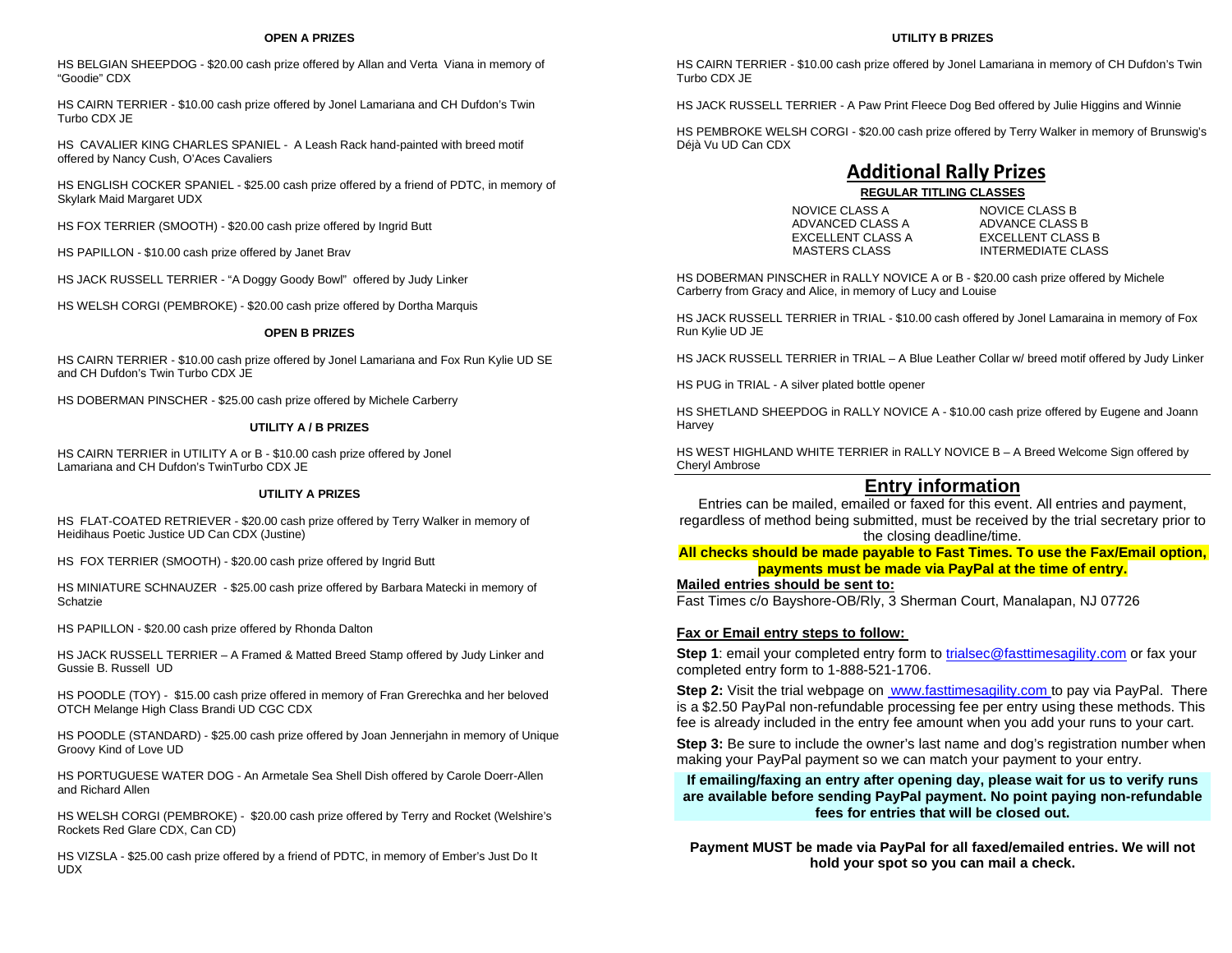### OPEN A PRIZES

HS BELGIAN SHEEPDOG - $20.00 cash prize offered by Allan and Verta Viana in memory of "Goodie" CDX

HS CAIRN TERRIER - $10.00 cash prize offered by Jonel Lamariana and CH Dufdon's Twin Turbo CDX JE

HS CAVALIER KING CHARLES SPANIEL - A Leash Rack hand-painted with breed motif offered by Nancy Cush, O'Aces Cavaliers

HS ENGLISH COCKER SPANIEL - $25.00 cash prize offered by a friend of PDTC, in memory of Skylark Maid Margaret UDX

HS FOX TERRIER (SMOOTH) - $20.00 cash prize offered by Ingrid Butt

HS PAPILLON - $10.00 cash prize offered by Janet Brav

HS JACK RUSSELL TERRIER - "A Doggy Goody Bowl" offered by Judy Linker

HS WELSH CORGI (PEMBROKE) - $20.00 cash prize offered by Dortha Marquis

### OPEN B PRIZES

HS CAIRN TERRIER - $10.00 cash prize offered by Jonel Lamariana and Fox Run Kylie UD SE and CH Dufdon's Twin Turbo CDX JE

HS DOBERMAN PINSCHER - $25.00 cash prize offered by Michele Carberry

### UTILITY A / B PRIZES

HS CAIRN TERRIER in UTILITY A or B - $10.00 cash prize offered by Jonel Lamariana and CH Dufdon's TwinTurbo CDX JE

### UTILITY A PRIZES

HS FLAT-COATED RETRIEVER - $20.00 cash prize offered by Terry Walker in memory of Heidihaus Poetic Justice UD Can CDX (Justine)

HS FOX TERRIER (SMOOTH) - $20.00 cash prize offered by Ingrid Butt

HS MINIATURE SCHNAUZER - $25.00 cash prize offered by Barbara Matecki in memory of Schatzie

HS PAPILLON - $20.00 cash prize offered by Rhonda Dalton

HS JACK RUSSELL TERRIER – A Framed & Matted Breed Stamp offered by Judy Linker and Gussie B. Russell UD

HS POODLE (TOY) - $15.00 cash prize offered in memory of Fran Grerechka and her beloved OTCH Melange High Class Brandi UD CGC CDX

HS POODLE (STANDARD) - $25.00 cash prize offered by Joan Jennerjahn in memory of Unique Groovy Kind of Love UD

HS PORTUGUESE WATER DOG - An Armetale Sea Shell Dish offered by Carole Doerr-Allen and Richard Allen

HS WELSH CORGI (PEMBROKE) - $20.00 cash prize offered by Terry and Rocket (Welshire's Rockets Red Glare CDX, Can CD)

HS VIZSLA - $25.00 cash prize offered by a friend of PDTC, in memory of Ember's Just Do It UDX

### UTILITY B PRIZES

HS CAIRN TERRIER - $10.00 cash prize offered by Jonel Lamariana in memory of CH Dufdon's Twin Turbo CDX JE

HS JACK RUSSELL TERRIER - A Paw Print Fleece Dog Bed offered by Julie Higgins and Winnie

HS PEMBROKE WELSH CORGI - $20.00 cash prize offered by Terry Walker in memory of Brunswig's Déjà Vu UD Can CDX

## Additional Rally Prizes

**REGULAR TITLING CLASSES**

| | |
|---|---|
| NOVICE CLASS A | NOVICE CLASS B |
| ADVANCED CLASS A | ADVANCE CLASS B |
| EXCELLENT CLASS A | EXCELLENT CLASS B |
| MASTERS CLASS | INTERMEDIATE CLASS |

HS DOBERMAN PINSCHER in RALLY NOVICE A or B - $20.00 cash prize offered by Michele Carberry from Gracy and Alice, in memory of Lucy and Louise

HS JACK RUSSELL TERRIER in TRIAL - $10.00 cash offered by Jonel Lamaraina in memory of Fox Run Kylie UD JE

HS JACK RUSSELL TERRIER in TRIAL – A Blue Leather Collar w/ breed motif offered by Judy Linker

HS PUG in TRIAL - A silver plated bottle opener

HS SHETLAND SHEEPDOG in RALLY NOVICE A - $10.00 cash prize offered by Eugene and Joann Harvey

HS WEST HIGHLAND WHITE TERRIER in RALLY NOVICE B – A Breed Welcome Sign offered by Cheryl Ambrose

## Entry information

Entries can be mailed, emailed or faxed for this event. All entries and payment, regardless of method being submitted, must be received by the trial secretary prior to the closing deadline/time.

**All checks should be made payable to Fast Times. To use the Fax/Email option, payments must be made via PayPal at the time of entry.**

**Mailed entries should be sent to:**

Fast Times c/o Bayshore-OB/Rly, 3 Sherman Court, Manalapan, NJ 07726

**Fax or Email entry steps to follow:**

**Step 1**: email your completed entry form to trialsec@fasttimesagility.com or fax your completed entry form to 1-888-521-1706.

**Step 2:** Visit the trial webpage on www.fasttimesagility.com to pay via PayPal. There is a $2.50 PayPal non-refundable processing fee per entry using these methods. This fee is already included in the entry fee amount when you add your runs to your cart.

**Step 3:** Be sure to include the owner's last name and dog's registration number when making your PayPal payment so we can match your payment to your entry.

**If emailing/faxing an entry after opening day, please wait for us to verify runs are available before sending PayPal payment. No point paying non-refundable fees for entries that will be closed out.**

**Payment MUST be made via PayPal for all faxed/emailed entries. We will not hold your spot so you can mail a check.**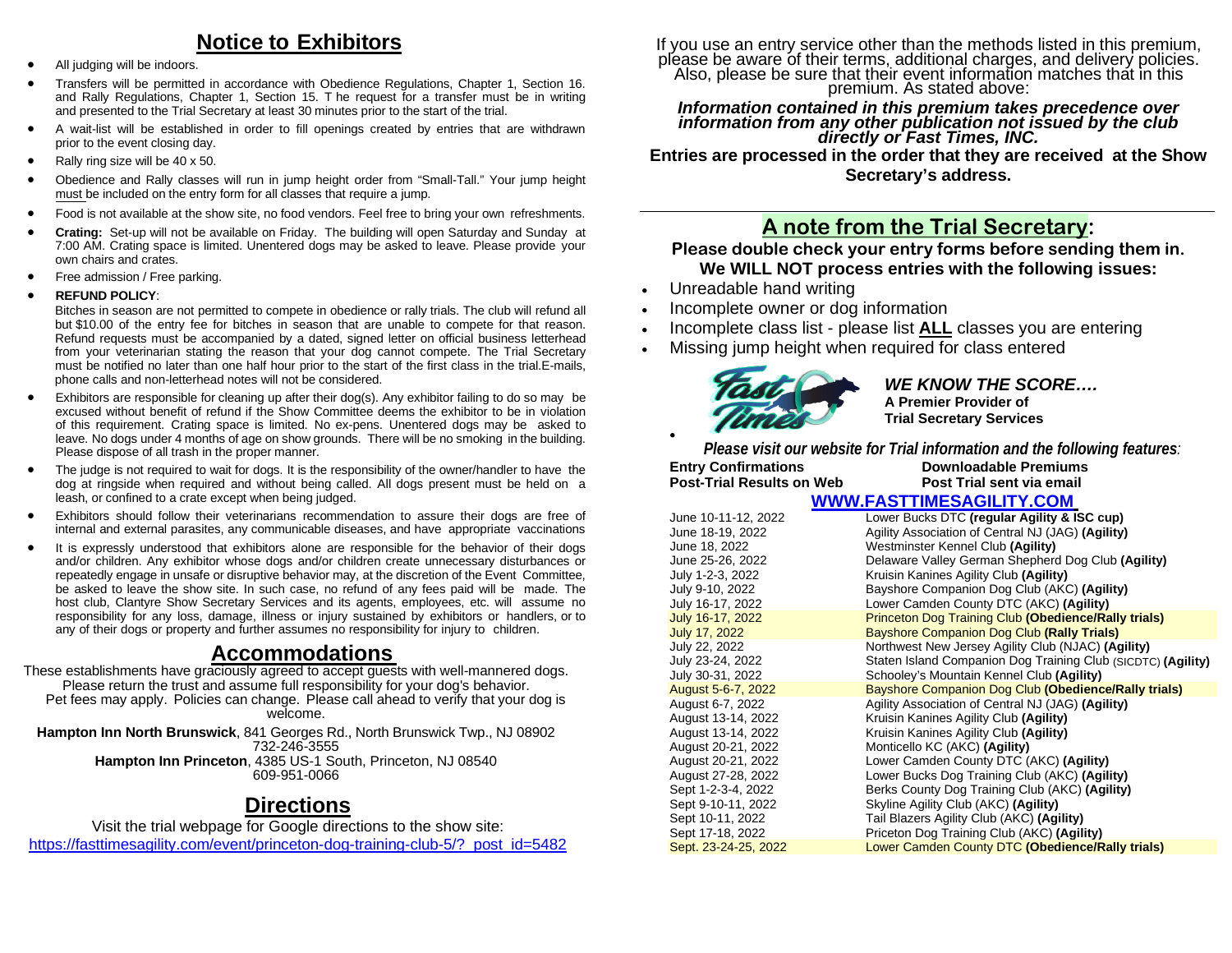## Notice to Exhibitors

- All judging will be indoors.
- Transfers will be permitted in accordance with Obedience Regulations, Chapter 1, Section 16. and Rally Regulations, Chapter 1, Section 15. T he request for a transfer must be in writing and presented to the Trial Secretary at least 30 minutes prior to the start of the trial.
- A wait-list will be established in order to fill openings created by entries that are withdrawn prior to the event closing day.
- Rally ring size will be 40 x 50.
- Obedience and Rally classes will run in jump height order from "Small-Tall." Your jump height must be included on the entry form for all classes that require a jump.
- Food is not available at the show site, no food vendors. Feel free to bring your own refreshments.
- **Crating:** Set-up will not be available on Friday. The building will open Saturday and Sunday at 7:00 AM. Crating space is limited. Unentered dogs may be asked to leave. Please provide your own chairs and crates.
- Free admission / Free parking.
- **REFUND POLICY**:
  Bitches in season are not permitted to compete in obedience or rally trials. The club will refund all but $10.00 of the entry fee for bitches in season that are unable to compete for that reason. Refund requests must be accompanied by a dated, signed letter on official business letterhead from your veterinarian stating the reason that your dog cannot compete. The Trial Secretary must be notified no later than one half hour prior to the start of the first class in the trial.E-mails, phone calls and non-letterhead notes will not be considered.
- Exhibitors are responsible for cleaning up after their dog(s). Any exhibitor failing to do so may be excused without benefit of refund if the Show Committee deems the exhibitor to be in violation of this requirement. Crating space is limited. No ex-pens. Unentered dogs may be asked to leave. No dogs under 4 months of age on show grounds. There will be no smoking in the building. Please dispose of all trash in the proper manner.
- The judge is not required to wait for dogs. It is the responsibility of the owner/handler to have the dog at ringside when required and without being called. All dogs present must be held on a leash, or confined to a crate except when being judged.
- Exhibitors should follow their veterinarians recommendation to assure their dogs are free of internal and external parasites, any communicable diseases, and have appropriate vaccinations
- It is expressly understood that exhibitors alone are responsible for the behavior of their dogs and/or children. Any exhibitor whose dogs and/or children create unnecessary disturbances or repeatedly engage in unsafe or disruptive behavior may, at the discretion of the Event Committee, be asked to leave the show site. In such case, no refund of any fees paid will be made. The host club, Clantyre Show Secretary Services and its agents, employees, etc. will assume no responsibility for any loss, damage, illness or injury sustained by exhibitors or handlers, or to any of their dogs or property and further assumes no responsibility for injury to children.

## Accommodations

These establishments have graciously agreed to accept guests with well-mannered dogs. Please return the trust and assume full responsibility for your dog's behavior. Pet fees may apply. Policies can change. Please call ahead to verify that your dog is welcome.

**Hampton Inn North Brunswick**, 841 Georges Rd., North Brunswick Twp., NJ 08902
732-246-3555

**Hampton Inn Princeton**, 4385 US-1 South, Princeton, NJ 08540
609-951-0066

## Directions

Visit the trial webpage for Google directions to the show site:
https://fasttimesagility.com/event/princeton-dog-training-club-5/?_post_id=5482

If you use an entry service other than the methods listed in this premium, please be aware of their terms, additional charges, and delivery policies. Also, please be sure that their event information matches that in this premium. As stated above:

***Information contained in this premium takes precedence over information from any other publication not issued by the club directly or Fast Times, INC.***

**Entries are processed in the order that they are received at the Show Secretary's address.**

## A note from the Trial Secretary:

**Please double check your entry forms before sending them in. We WILL NOT process entries with the following issues:**

- Unreadable hand writing
- Incomplete owner or dog information
- Incomplete class list - please list **ALL** classes you are entering
- Missing jump height when required for class entered

***WE KNOW THE SCORE….***
**A Premier Provider of Trial Secretary Services**

***Please visit our website for Trial information and the following features:***

| | |
|---|---|
| **Entry Confirmations** | **Downloadable Premiums** |
| **Post-Trial Results on Web** | **Post Trial sent via email** |

**WWW.FASTTIMESAGILITY.COM**

| | |
|---|---|
| June 10-11-12, 2022 | Lower Bucks DTC **(regular Agility & ISC cup)** |
| June 18-19, 2022 | Agility Association of Central NJ (JAG) **(Agility)** |
| June 18, 2022 | Westminster Kennel Club **(Agility)** |
| June 25-26, 2022 | Delaware Valley German Shepherd Dog Club **(Agility)** |
| July 1-2-3, 2022 | Kruisin Kanines Agility Club **(Agility)** |
| July 9-10, 2022 | Bayshore Companion Dog Club (AKC) **(Agility)** |
| July 16-17, 2022 | Lower Camden County DTC (AKC) **(Agility)** |
| July 16-17, 2022 | Princeton Dog Training Club **(Obedience/Rally trials)** |
| July 17, 2022 | Bayshore Companion Dog Club **(Rally Trials)** |
| July 22, 2022 | Northwest New Jersey Agility Club (NJAC) **(Agility)** |
| July 23-24, 2022 | Staten Island Companion Dog Training Club (SICDTC) **(Agility)** |
| July 30-31, 2022 | Schooley's Mountain Kennel Club **(Agility)** |
| August 5-6-7, 2022 | Bayshore Companion Dog Club **(Obedience/Rally trials)** |
| August 6-7, 2022 | Agility Association of Central NJ (JAG) **(Agility)** |
| August 13-14, 2022 | Kruisin Kanines Agility Club **(Agility)** |
| August 13-14, 2022 | Kruisin Kanines Agility Club **(Agility)** |
| August 20-21, 2022 | Monticello KC (AKC) **(Agility)** |
| August 20-21, 2022 | Lower Camden County DTC (AKC) **(Agility)** |
| August 27-28, 2022 | Lower Bucks Dog Training Club (AKC) **(Agility)** |
| Sept 1-2-3-4, 2022 | Berks County Dog Training Club (AKC) **(Agility)** |
| Sept 9-10-11, 2022 | Skyline Agility Club (AKC) **(Agility)** |
| Sept 10-11, 2022 | Tail Blazers Agility Club (AKC) **(Agility)** |
| Sept 17-18, 2022 | Priceton Dog Training Club (AKC) **(Agility)** |
| Sept. 23-24-25, 2022 | Lower Camden County DTC **(Obedience/Rally trials)** |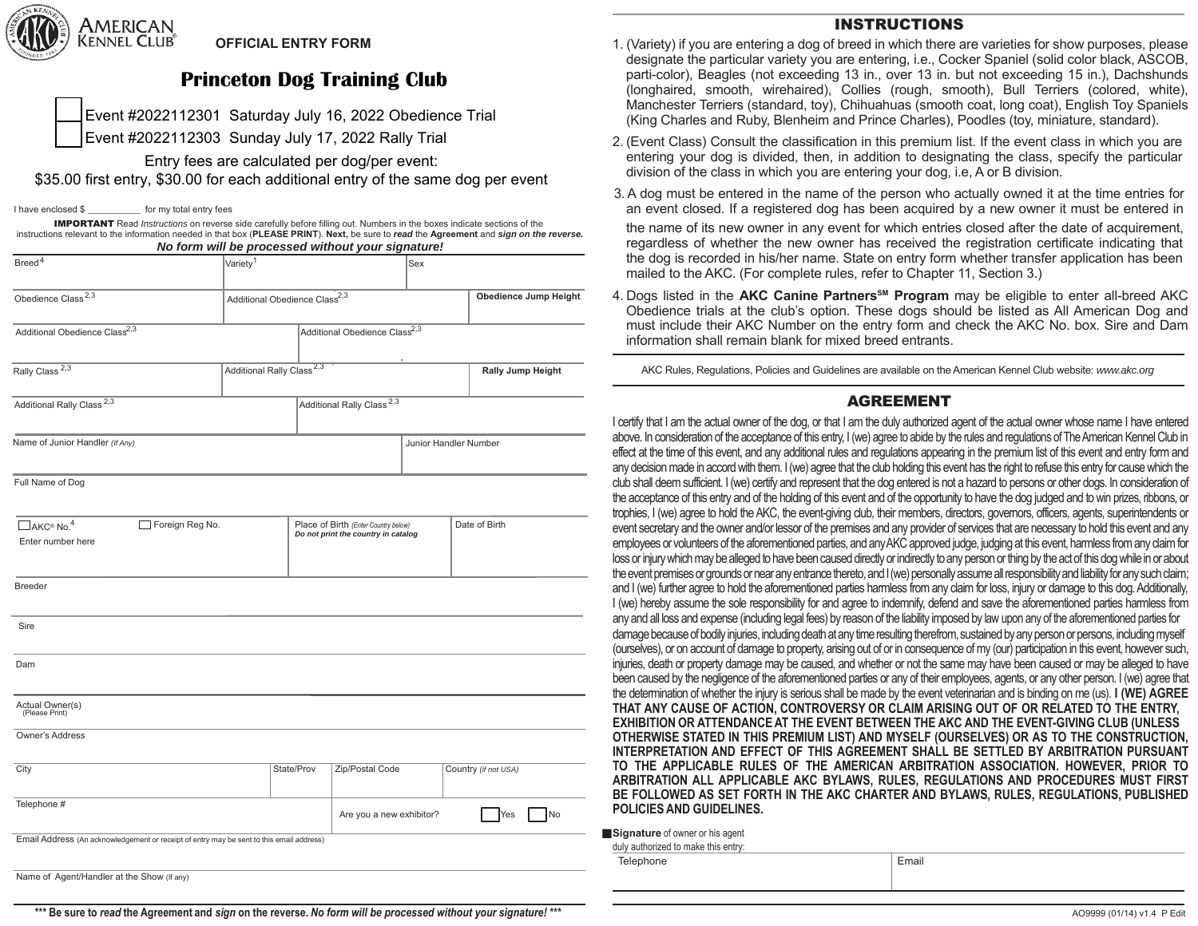AMERICAN KENNEL CLUB®

**OFFICIAL ENTRY FORM**

# Princeton Dog Training Club

☐ Event #2022112301 Saturday July 16, 2022 Obedience Trial

☐ Event #2022112303 Sunday July 17, 2022 Rally Trial

Entry fees are calculated per dog/per event:

$35.00 first entry, $30.00 for each additional entry of the same dog per event

I have enclosed $ ___________ for my total entry fees

**IMPORTANT** Read *Instructions* on reverse side carefully before filling out. Numbers in the boxes indicate sections of the instructions relevant to the information needed in that box (**PLEASE PRINT**). **Next,** be sure to ***read*** the **Agreement** and ***sign on the reverse.***

***No form will be processed without your signature!***

| | | |
|---|---|---|
| Breed[4] | Variety[1] | Sex |
| Obedience Class[2,3] | Additional Obedience Class[2,3] | **Obedience Jump Height** |
| Additional Obedience Class[2,3] | Additional Obedience Class[2,3] | |
| Rally Class[2,3] | Additional Rally Class[2,3] | **Rally Jump Height** |
| Additional Rally Class[2,3] | Additional Rally Class[2,3] | |
| Name of Junior Handler *(If Any)* | Junior Handler Number | |
| Full Name of Dog | | |
| ☐ AKC® No.[4] ☐ Foreign Reg No. Enter number here | Place of Birth *(Enter Country below)* ***Do not print the country in catalog*** | Date of Birth |
| Breeder | | |
| Sire | | |
| Dam | | |
| Actual Owner(s) (Please Print) | | |
| Owner's Address | | |
| City | State/Prov | Zip/Postal Code / Country *(if not USA)* |
| Telephone # | Are you a new exhibitor? ☐ Yes ☐ No | |
| Email Address (An acknowledgement or receipt of entry may be sent to this email address) | | |
| Name of Agent/Handler at the Show (If any) | | |

***\*\*\* Be sure to read the Agreement and sign on the reverse. No form will be processed without your signature! \*\*\****

## INSTRUCTIONS

1. (Variety) if you are entering a dog of breed in which there are varieties for show purposes, please designate the particular variety you are entering, i.e., Cocker Spaniel (solid color black, ASCOB, parti-color), Beagles (not exceeding 13 in., over 13 in. but not exceeding 15 in.), Dachshunds (longhaired, smooth, wirehaired), Collies (rough, smooth), Bull Terriers (colored, white), Manchester Terriers (standard, toy), Chihuahuas (smooth coat, long coat), English Toy Spaniels (King Charles and Ruby, Blenheim and Prince Charles), Poodles (toy, miniature, standard).
2. (Event Class) Consult the classification in this premium list. If the event class in which you are entering your dog is divided, then, in addition to designating the class, specify the particular division of the class in which you are entering your dog, i.e, A or B division.
3. A dog must be entered in the name of the person who actually owned it at the time entries for an event closed. If a registered dog has been acquired by a new owner it must be entered in the name of its new owner in any event for which entries closed after the date of acquirement, regardless of whether the new owner has received the registration certificate indicating that the dog is recorded in his/her name. State on entry form whether transfer application has been mailed to the AKC. (For complete rules, refer to Chapter 11, Section 3.)
4. Dogs listed in the **AKC Canine Partners℠ Program** may be eligible to enter all-breed AKC Obedience trials at the club's option. These dogs should be listed as All American Dog and must include their AKC Number on the entry form and check the AKC No. box. Sire and Dam information shall remain blank for mixed breed entrants.

AKC Rules, Regulations, Policies and Guidelines are available on the American Kennel Club website: *www.akc.org*

## AGREEMENT

I certify that I am the actual owner of the dog, or that I am the duly authorized agent of the actual owner whose name I have entered above. In consideration of the acceptance of this entry, I (we) agree to abide by the rules and regulations of The American Kennel Club in effect at the time of this event, and any additional rules and regulations appearing in the premium list of this event and entry form and any decision made in accord with them. I (we) agree that the club holding this event has the right to refuse this entry for cause which the club shall deem sufficient. I (we) certify and represent that the dog entered is not a hazard to persons or other dogs. In consideration of the acceptance of this entry and of the holding of this event and of the opportunity to have the dog judged and to win prizes, ribbons, or trophies, I (we) agree to hold the AKC, the event-giving club, their members, directors, governors, officers, agents, superintendents or event secretary and the owner and/or lessor of the premises and any provider of services that are necessary to hold this event and any employees or volunteers of the aforementioned parties, and any AKC approved judge, judging at this event, harmless from any claim for loss or injury which may be alleged to have been caused directly or indirectly to any person or thing by the act of this dog while in or about the event premises or grounds or near any entrance thereto, and I (we) personally assume all responsibility and liability for any such claim; and I (we) further agree to hold the aforementioned parties harmless from any claim for loss, injury or damage to this dog. Additionally, I (we) hereby assume the sole responsibility for and agree to indemnify, defend and save the aforementioned parties harmless from any and all loss and expense (including legal fees) by reason of the liability imposed by law upon any of the aforementioned parties for damage because of bodily injuries, including death at any time resulting therefrom, sustained by any person or persons, including myself (ourselves), or on account of damage to property, arising out of or in consequence of my (our) participation in this event, however such, injuries, death or property damage may be caused, and whether or not the same may have been caused or may be alleged to have been caused by the negligence of the aforementioned parties or any of their employees, agents, or any other person. I (we) agree that the determination of whether the injury is serious shall be made by the event veterinarian and is binding on me (us). **I (WE) AGREE THAT ANY CAUSE OF ACTION, CONTROVERSY OR CLAIM ARISING OUT OF OR RELATED TO THE ENTRY, EXHIBITION OR ATTENDANCE AT THE EVENT BETWEEN THE AKC AND THE EVENT-GIVING CLUB (UNLESS OTHERWISE STATED IN THIS PREMIUM LIST) AND MYSELF (OURSELVES) OR AS TO THE CONSTRUCTION, INTERPRETATION AND EFFECT OF THIS AGREEMENT SHALL BE SETTLED BY ARBITRATION PURSUANT TO THE APPLICABLE RULES OF THE AMERICAN ARBITRATION ASSOCIATION. HOWEVER, PRIOR TO ARBITRATION ALL APPLICABLE AKC BYLAWS, RULES, REGULATIONS AND PROCEDURES MUST FIRST BE FOLLOWED AS SET FORTH IN THE AKC CHARTER AND BYLAWS, RULES, REGULATIONS, PUBLISHED POLICIES AND GUIDELINES.**

**Signature** of owner or his agent duly authorized to make this entry:

| | |
|---|---|
| Telephone | Email |

AO9999 (01/14) v1.4 P Edit